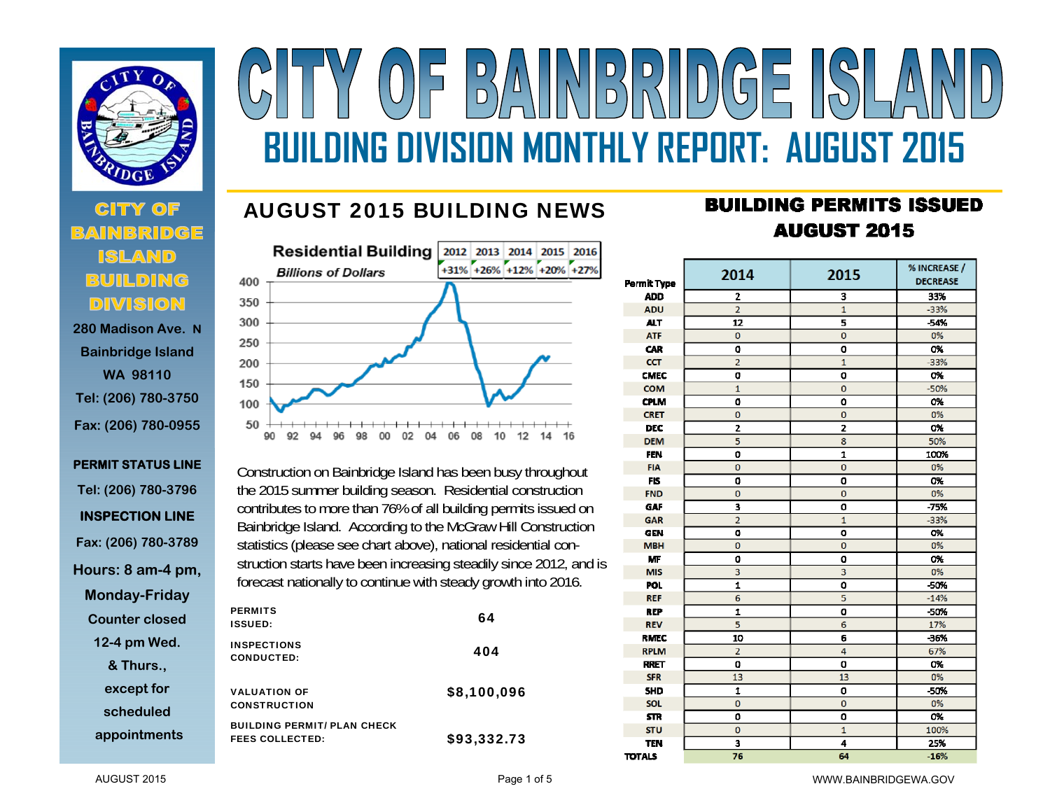# CITY OF BAINBRIDGE ISLAND

## BUILDING DIVISION MONTHLY REPORT: AUGUST 2015

**CITY OF BAINBRIDGE ISLAND BUILDING DIVISION**

280 Madison Ave. N
Bainbridge Island
WA 98110
Tel: (206) 780-3750
Fax: (206) 780-0955

**PERMIT STATUS LINE**
Tel: (206) 780-3796

**INSPECTION LINE**
Fax: (206) 780-3789

Hours: 8 am-4 pm, Monday-Friday
Counter closed 12-4 pm Wed. & Thurs., except for scheduled appointments

## AUGUST 2015 BUILDING NEWS

**Residential Building**
*Billions of Dollars*

| 2012 | 2013 | 2014 | 2015 | 2016 |
|---|---|---|---|---|
| +31% | +26% | +12% | +20% | +27% |

Construction on Bainbridge Island has been busy throughout the 2015 summer building season. Residential construction contributes to more than 76% of all building permits issued on Bainbridge Island. According to the McGraw Hill Construction statistics (please see chart above), national residential construction starts have been increasing steadily since 2012, and is forecast nationally to continue with steady growth into 2016.

| | |
|---|---|
| PERMITS ISSUED: | 64 |
| INSPECTIONS CONDUCTED: | 404 |
| VALUATION OF CONSTRUCTION | $8,100,096 |
| BUILDING PERMIT/ PLAN CHECK FEES COLLECTED: | $93,332.73 |

## BUILDING PERMITS ISSUED AUGUST 2015

| Permit Type | 2014 | 2015 | % INCREASE / DECREASE |
|---|---|---|---|
| ADD | 2 | 3 | 33% |
| ADU | 2 | 1 | -33% |
| ALT | 12 | 5 | -54% |
| ATF | 0 | 0 | 0% |
| CAR | 0 | 0 | 0% |
| CCT | 2 | 1 | -33% |
| CMEC | 0 | 0 | 0% |
| COM | 1 | 0 | -50% |
| CPLM | 0 | 0 | 0% |
| CRET | 0 | 0 | 0% |
| DEC | 2 | 2 | 0% |
| DEM | 5 | 8 | 50% |
| FEN | 0 | 1 | 100% |
| FIA | 0 | 0 | 0% |
| FIS | 0 | 0 | 0% |
| FND | 0 | 0 | 0% |
| GAF | 3 | 0 | -75% |
| GAR | 2 | 1 | -33% |
| GEN | 0 | 0 | 0% |
| MBH | 0 | 0 | 0% |
| MF | 0 | 0 | 0% |
| MIS | 3 | 3 | 0% |
| POL | 1 | 0 | -50% |
| REF | 6 | 5 | -14% |
| REP | 1 | 0 | -50% |
| REV | 5 | 6 | 17% |
| RMEC | 10 | 6 | -36% |
| RPLM | 2 | 4 | 67% |
| RRET | 0 | 0 | 0% |
| SFR | 13 | 13 | 0% |
| SHD | 1 | 0 | -50% |
| SOL | 0 | 0 | 0% |
| STR | 0 | 0 | 0% |
| STU | 0 | 1 | 100% |
| TEN | 3 | 4 | 25% |
| TOTALS | 76 | 64 | -16% |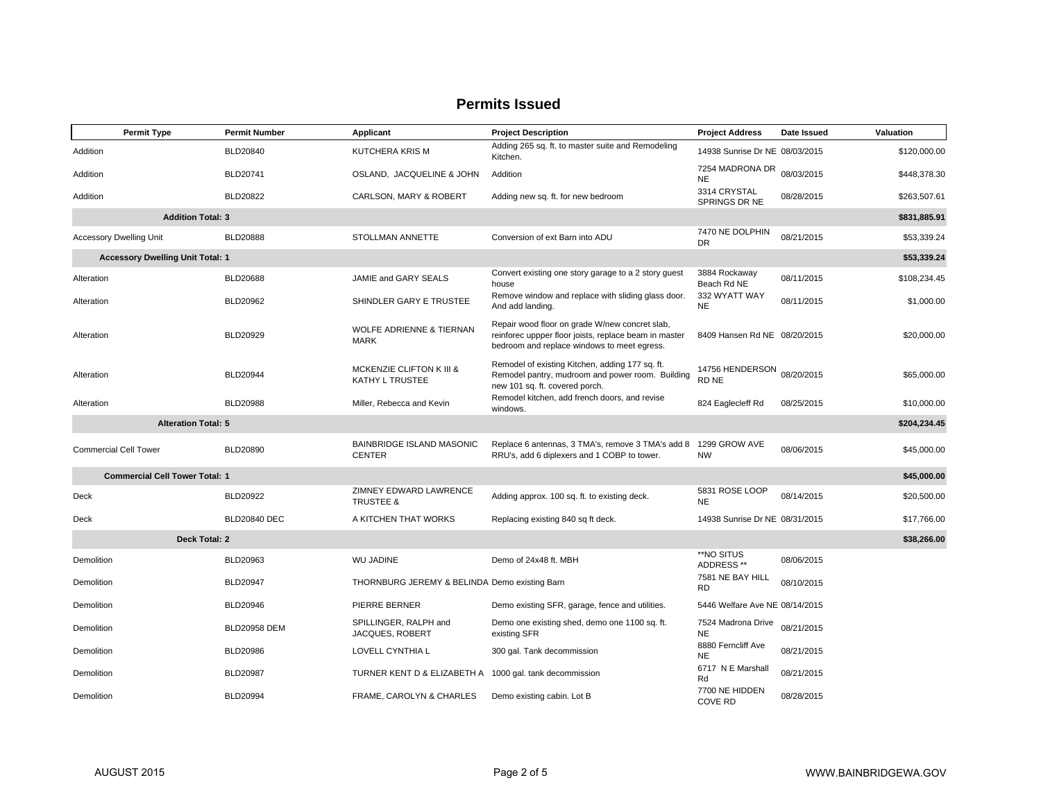# Permits Issued

| Permit Type | Permit Number | Applicant | Project Description | Project Address | Date Issued | Valuation |
|---|---|---|---|---|---|---|
| Addition | BLD20840 | KUTCHERA KRIS M | Adding 265 sq. ft. to master suite and Remodeling Kitchen. | 14938 Sunrise Dr NE | 08/03/2015 | $120,000.00 |
| Addition | BLD20741 | OSLAND, JACQUELINE & JOHN | Addition | 7254 MADRONA DR NE | 08/03/2015 | $448,378.30 |
| Addition | BLD20822 | CARLSON, MARY & ROBERT | Adding new sq. ft. for new bedroom | 3314 CRYSTAL SPRINGS DR NE | 08/28/2015 | $263,507.61 |
| **Addition Total: 3** | | | | | | **$831,885.91** |
| Accessory Dwelling Unit | BLD20888 | STOLLMAN ANNETTE | Conversion of ext Barn into ADU | 7470 NE DOLPHIN DR | 08/21/2015 | $53,339.24 |
| **Accessory Dwelling Unit Total: 1** | | | | | | **$53,339.24** |
| Alteration | BLD20688 | JAMIE and GARY SEALS | Convert existing one story garage to a 2 story guest house | 3884 Rockaway Beach Rd NE | 08/11/2015 | $108,234.45 |
| Alteration | BLD20962 | SHINDLER GARY E TRUSTEE | Remove window and replace with sliding glass door. And add landing. | 332 WYATT WAY NE | 08/11/2015 | $1,000.00 |
| Alteration | BLD20929 | WOLFE ADRIENNE & TIERNAN MARK | Repair wood floor on grade W/new concret slab, reinforec uppper floor joists, replace beam in master bedroom and replace windows to meet egress. | 8409 Hansen Rd NE | 08/20/2015 | $20,000.00 |
| Alteration | BLD20944 | MCKENZIE CLIFTON K III & KATHY L TRUSTEE | Remodel of existing Kitchen, adding 177 sq. ft. Remodel pantry, mudroom and power room. Building new 101 sq. ft. covered porch. | 14756 HENDERSON RD NE | 08/20/2015 | $65,000.00 |
| Alteration | BLD20988 | Miller, Rebecca and Kevin | Remodel kitchen, add french doors, and revise windows. | 824 Eaglecleff Rd | 08/25/2015 | $10,000.00 |
| **Alteration Total: 5** | | | | | | **$204,234.45** |
| Commercial Cell Tower | BLD20890 | BAINBRIDGE ISLAND MASONIC CENTER | Replace 6 antennas, 3 TMA's, remove 3 TMA's add 8 RRU's, add 6 diplexers and 1 COBP to tower. | 1299 GROW AVE NW | 08/06/2015 | $45,000.00 |
| **Commercial Cell Tower Total: 1** | | | | | | **$45,000.00** |
| Deck | BLD20922 | ZIMNEY EDWARD LAWRENCE TRUSTEE & | Adding approx. 100 sq. ft. to existing deck. | 5831 ROSE LOOP NE | 08/14/2015 | $20,500.00 |
| Deck | BLD20840 DEC | A KITCHEN THAT WORKS | Replacing existing 840 sq ft deck. | 14938 Sunrise Dr NE | 08/31/2015 | $17,766.00 |
| **Deck Total: 2** | | | | | | **$38,266.00** |
| Demolition | BLD20963 | WU JADINE | Demo of 24x48 ft. MBH | **NO SITUS ADDRESS ** | 08/06/2015 | |
| Demolition | BLD20947 | THORNBURG JEREMY & BELINDA | Demo existing Barn | 7581 NE BAY HILL RD | 08/10/2015 | |
| Demolition | BLD20946 | PIERRE BERNER | Demo existing SFR, garage, fence and utilities. | 5446 Welfare Ave NE | 08/14/2015 | |
| Demolition | BLD20958 DEM | SPILLINGER, RALPH and JACQUES, ROBERT | Demo one existing shed, demo one 1100 sq. ft. existing SFR | 7524 Madrona Drive NE | 08/21/2015 | |
| Demolition | BLD20986 | LOVELL CYNTHIA L | 300 gal. Tank decommission | 8880 Ferncliff Ave NE | 08/21/2015 | |
| Demolition | BLD20987 | TURNER KENT D & ELIZABETH A | 1000 gal. tank decommission | 6717 N E Marshall Rd | 08/21/2015 | |
| Demolition | BLD20994 | FRAME, CAROLYN & CHARLES | Demo existing cabin. Lot B | 7700 NE HIDDEN COVE RD | 08/28/2015 | |

AUGUST 2015 WWW.BAINBRIDGEWA.GOV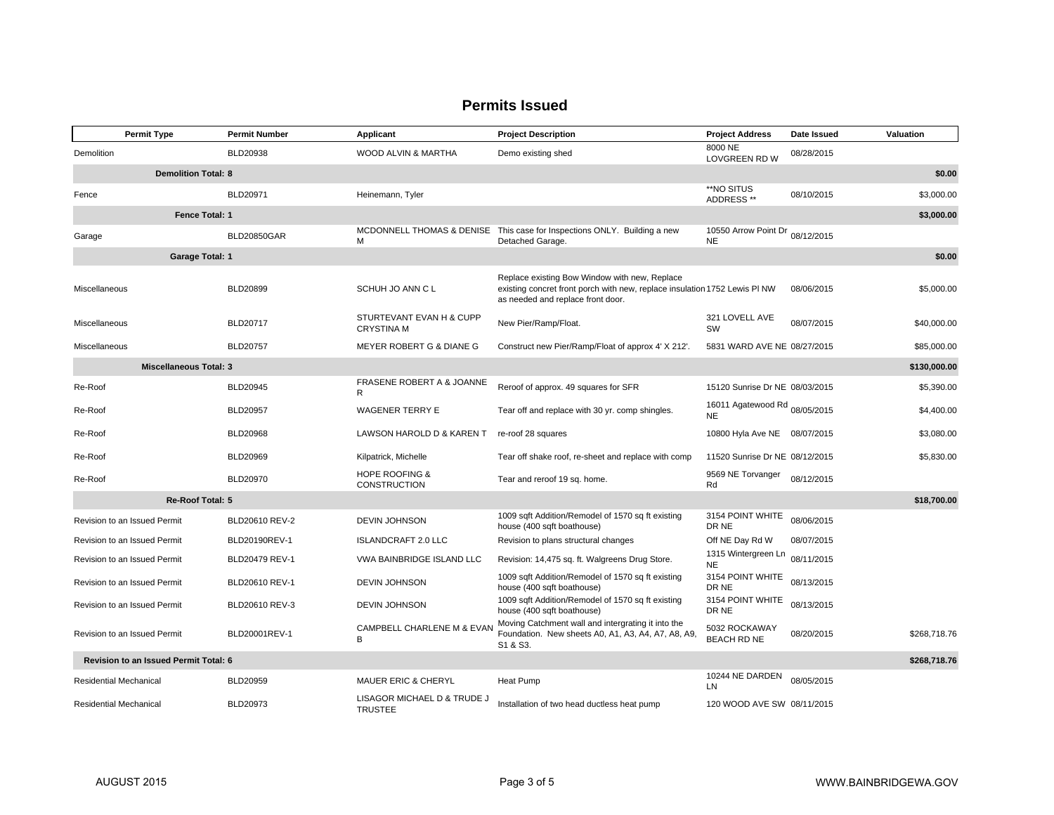## Permits Issued

| Permit Type | Permit Number | Applicant | Project Description | Project Address | Date Issued | Valuation |
|---|---|---|---|---|---|---|
| Demolition | BLD20938 | WOOD ALVIN & MARTHA | Demo existing shed | 8000 NE LOVGREEN RD W | 08/28/2015 | |
| **Demolition Total: 8** | | | | | | **$0.00** |
| Fence | BLD20971 | Heinemann, Tyler | | **NO SITUS ADDRESS ** | 08/10/2015 | $3,000.00 |
| **Fence Total: 1** | | | | | | **$3,000.00** |
| Garage | BLD20850GAR | MCDONNELL THOMAS & DENISE M | This case for Inspections ONLY. Building a new Detached Garage. | 10550 Arrow Point Dr NE | 08/12/2015 | |
| **Garage Total: 1** | | | | | | **$0.00** |
| Miscellaneous | BLD20899 | SCHUH JO ANN C L | Replace existing Bow Window with new, Replace existing concret front porch with new, replace insulation as needed and replace front door. | 1752 Lewis Pl NW | 08/06/2015 | $5,000.00 |
| Miscellaneous | BLD20717 | STURTEVANT EVAN H & CUPP CRYSTINA M | New Pier/Ramp/Float. | 321 LOVELL AVE SW | 08/07/2015 | $40,000.00 |
| Miscellaneous | BLD20757 | MEYER ROBERT G & DIANE G | Construct new Pier/Ramp/Float of approx 4' X 212'. | 5831 WARD AVE NE | 08/27/2015 | $85,000.00 |
| **Miscellaneous Total: 3** | | | | | | **$130,000.00** |
| Re-Roof | BLD20945 | FRASENE ROBERT A & JOANNE R | Reroof of approx. 49 squares for SFR | 15120 Sunrise Dr NE | 08/03/2015 | $5,390.00 |
| Re-Roof | BLD20957 | WAGENER TERRY E | Tear off and replace with 30 yr. comp shingles. | 16011 Agatewood Rd NE | 08/05/2015 | $4,400.00 |
| Re-Roof | BLD20968 | LAWSON HAROLD D & KAREN T | re-roof 28 squares | 10800 Hyla Ave NE | 08/07/2015 | $3,080.00 |
| Re-Roof | BLD20969 | Kilpatrick, Michelle | Tear off shake roof, re-sheet and replace with comp | 11520 Sunrise Dr NE | 08/12/2015 | $5,830.00 |
| Re-Roof | BLD20970 | HOPE ROOFING & CONSTRUCTION | Tear and reroof 19 sq. home. | 9569 NE Torvanger Rd | 08/12/2015 | |
| **Re-Roof Total: 5** | | | | | | **$18,700.00** |
| Revision to an Issued Permit | BLD20610 REV-2 | DEVIN JOHNSON | 1009 sqft Addition/Remodel of 1570 sq ft existing house (400 sqft boathouse) | 3154 POINT WHITE DR NE | 08/06/2015 | |
| Revision to an Issued Permit | BLD20190REV-1 | ISLANDCRAFT 2.0 LLC | Revision to plans structural changes | Off NE Day Rd W | 08/07/2015 | |
| Revision to an Issued Permit | BLD20479 REV-1 | VWA BAINBRIDGE ISLAND LLC | Revision: 14,475 sq. ft. Walgreens Drug Store. | 1315 Wintergreen Ln NE | 08/11/2015 | |
| Revision to an Issued Permit | BLD20610 REV-1 | DEVIN JOHNSON | 1009 sqft Addition/Remodel of 1570 sq ft existing house (400 sqft boathouse) | 3154 POINT WHITE DR NE | 08/13/2015 | |
| Revision to an Issued Permit | BLD20610 REV-3 | DEVIN JOHNSON | 1009 sqft Addition/Remodel of 1570 sq ft existing house (400 sqft boathouse) | 3154 POINT WHITE DR NE | 08/13/2015 | |
| Revision to an Issued Permit | BLD20001REV-1 | CAMPBELL CHARLENE M & EVAN B | Moving Catchment wall and intergrating it into the Foundation. New sheets A0, A1, A3, A4, A7, A8, A9, S1 & S3. | 5032 ROCKAWAY BEACH RD NE | 08/20/2015 | $268,718.76 |
| **Revision to an Issued Permit Total: 6** | | | | | | **$268,718.76** |
| Residential Mechanical | BLD20959 | MAUER ERIC & CHERYL | Heat Pump | 10244 NE DARDEN LN | 08/05/2015 | |
| Residential Mechanical | BLD20973 | LISAGOR MICHAEL D & TRUDE J TRUSTEE | Installation of two head ductless heat pump | 120 WOOD AVE SW | 08/11/2015 | |

AUGUST 2015 | WWW.BAINBRIDGEWA.GOV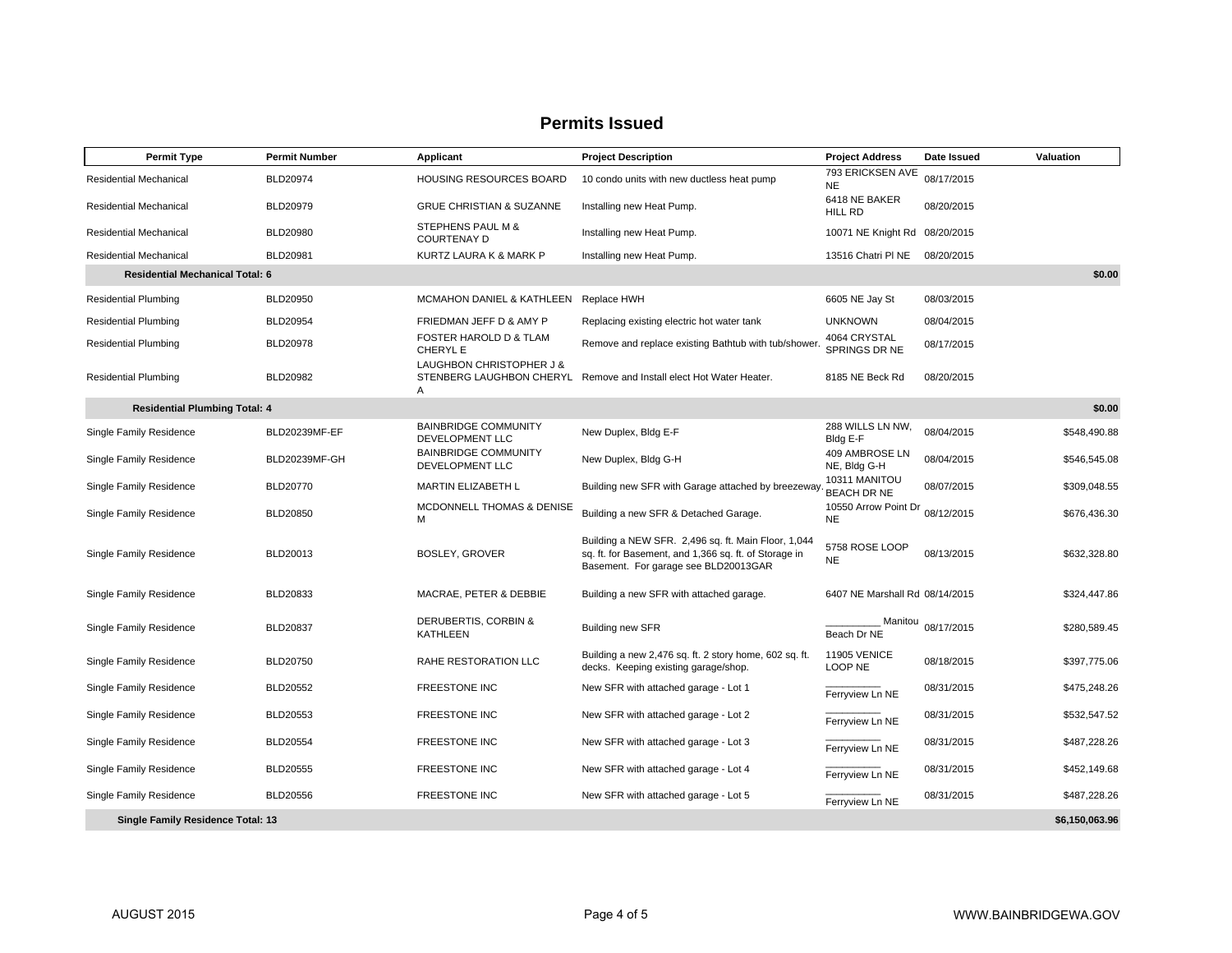## Permits Issued

| Permit Type | Permit Number | Applicant | Project Description | Project Address | Date Issued | Valuation |
|---|---|---|---|---|---|---|
| Residential Mechanical | BLD20974 | HOUSING RESOURCES BOARD | 10 condo units with new ductless heat pump | 793 ERICKSEN AVE NE | 08/17/2015 | |
| Residential Mechanical | BLD20979 | GRUE CHRISTIAN & SUZANNE | Installing new Heat Pump. | 6418 NE BAKER HILL RD | 08/20/2015 | |
| Residential Mechanical | BLD20980 | STEPHENS PAUL M & COURTENAY D | Installing new Heat Pump. | 10071 NE Knight Rd | 08/20/2015 | |
| Residential Mechanical | BLD20981 | KURTZ LAURA K & MARK P | Installing new Heat Pump. | 13516 Chatri Pl NE | 08/20/2015 | |
| **Residential Mechanical Total: 6** | | | | | | **$0.00** |
| Residential Plumbing | BLD20950 | MCMAHON DANIEL & KATHLEEN | Replace HWH | 6605 NE Jay St | 08/03/2015 | |
| Residential Plumbing | BLD20954 | FRIEDMAN JEFF D & AMY P | Replacing existing electric hot water tank | UNKNOWN | 08/04/2015 | |
| Residential Plumbing | BLD20978 | FOSTER HAROLD D & TLAM CHERYL E | Remove and replace existing Bathtub with tub/shower. | 4064 CRYSTAL SPRINGS DR NE | 08/17/2015 | |
| Residential Plumbing | BLD20982 | LAUGHBON CHRISTOPHER J & STENBERG LAUGHBON CHERYL A | Remove and Install elect Hot Water Heater. | 8185 NE Beck Rd | 08/20/2015 | |
| **Residential Plumbing Total: 4** | | | | | | **$0.00** |
| Single Family Residence | BLD20239MF-EF | BAINBRIDGE COMMUNITY DEVELOPMENT LLC | New Duplex, Bldg E-F | 288 WILLS LN NW, Bldg E-F | 08/04/2015 | $548,490.88 |
| Single Family Residence | BLD20239MF-GH | BAINBRIDGE COMMUNITY DEVELOPMENT LLC | New Duplex, Bldg G-H | 409 AMBROSE LN NE, Bldg G-H | 08/04/2015 | $546,545.08 |
| Single Family Residence | BLD20770 | MARTIN ELIZABETH L | Building new SFR with Garage attached by breezeway. | 10311 MANITOU BEACH DR NE | 08/07/2015 | $309,048.55 |
| Single Family Residence | BLD20850 | MCDONNELL THOMAS & DENISE M | Building a new SFR & Detached Garage. | 10550 Arrow Point Dr NE | 08/12/2015 | $676,436.30 |
| Single Family Residence | BLD20013 | BOSLEY, GROVER | Building a NEW SFR. 2,496 sq. ft. Main Floor, 1,044 sq. ft. for Basement, and 1,366 sq. ft. of Storage in Basement. For garage see BLD20013GAR | 5758 ROSE LOOP NE | 08/13/2015 | $632,328.80 |
| Single Family Residence | BLD20833 | MACRAE, PETER & DEBBIE | Building a new SFR with attached garage. | 6407 NE Marshall Rd | 08/14/2015 | $324,447.86 |
| Single Family Residence | BLD20837 | DERUBERTIS, CORBIN & KATHLEEN | Building new SFR | __________ Manitou Beach Dr NE | 08/17/2015 | $280,589.45 |
| Single Family Residence | BLD20750 | RAHE RESTORATION LLC | Building a new 2,476 sq. ft. 2 story home, 602 sq. ft. decks. Keeping existing garage/shop. | 11905 VENICE LOOP NE | 08/18/2015 | $397,775.06 |
| Single Family Residence | BLD20552 | FREESTONE INC | New SFR with attached garage - Lot 1 | __________ Ferryview Ln NE | 08/31/2015 | $475,248.26 |
| Single Family Residence | BLD20553 | FREESTONE INC | New SFR with attached garage - Lot 2 | __________ Ferryview Ln NE | 08/31/2015 | $532,547.52 |
| Single Family Residence | BLD20554 | FREESTONE INC | New SFR with attached garage - Lot 3 | __________ Ferryview Ln NE | 08/31/2015 | $487,228.26 |
| Single Family Residence | BLD20555 | FREESTONE INC | New SFR with attached garage - Lot 4 | __________ Ferryview Ln NE | 08/31/2015 | $452,149.68 |
| Single Family Residence | BLD20556 | FREESTONE INC | New SFR with attached garage - Lot 5 | __________ Ferryview Ln NE | 08/31/2015 | $487,228.26 |
| **Single Family Residence Total: 13** | | | | | | **$6,150,063.96** |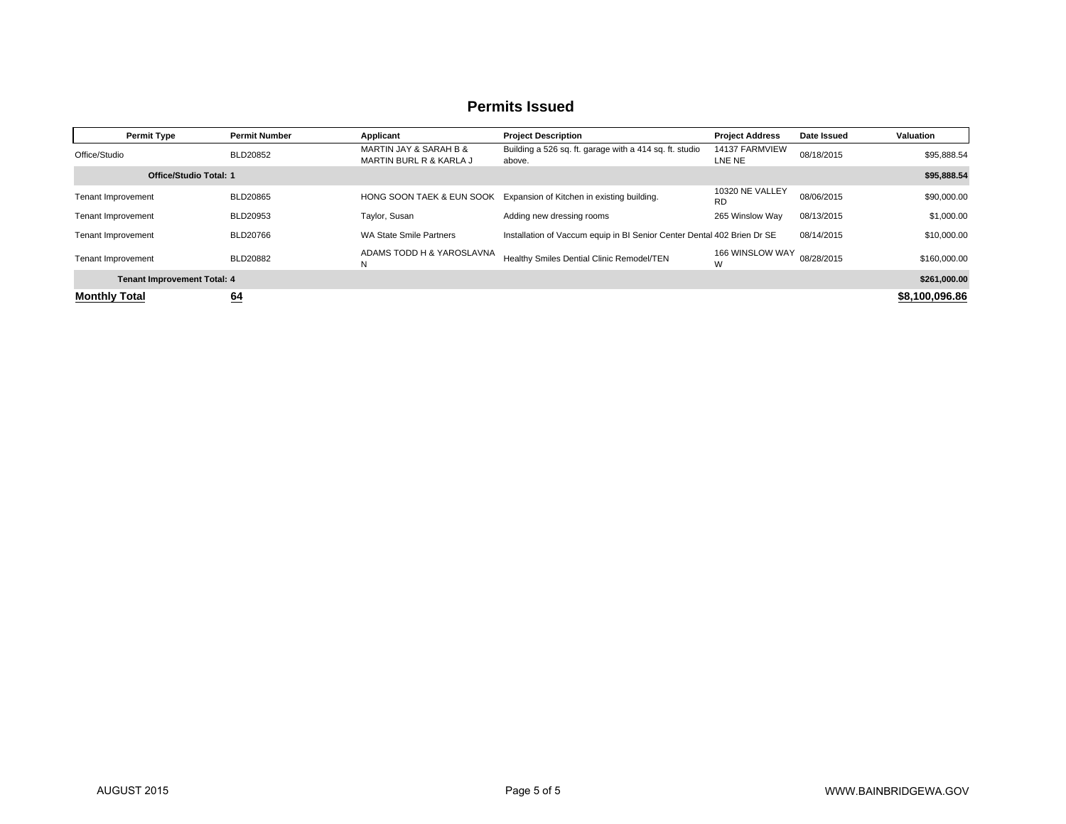## Permits Issued

| Permit Type | Permit Number | Applicant | Project Description | Project Address | Date Issued | Valuation |
|---|---|---|---|---|---|---|
| Office/Studio | BLD20852 | MARTIN JAY & SARAH B & MARTIN BURL R & KARLA J | Building a 526 sq. ft. garage with a 414 sq. ft. studio above. | 14137 FARMVIEW LNE NE | 08/18/2015 | $95,888.54 |
| **Office/Studio Total: 1** | | | | | | **$95,888.54** |
| Tenant Improvement | BLD20865 | HONG SOON TAEK & EUN SOOK | Expansion of Kitchen in existing building. | 10320 NE VALLEY RD | 08/06/2015 | $90,000.00 |
| Tenant Improvement | BLD20953 | Taylor, Susan | Adding new dressing rooms | 265 Winslow Way | 08/13/2015 | $1,000.00 |
| Tenant Improvement | BLD20766 | WA State Smile Partners | Installation of Vaccum equip in BI Senior Center Dental | 402 Brien Dr SE | 08/14/2015 | $10,000.00 |
| Tenant Improvement | BLD20882 | ADAMS TODD H & YAROSLAVNA N | Healthy Smiles Dential Clinic Remodel/TEN | 166 WINSLOW WAY W | 08/28/2015 | $160,000.00 |
| **Tenant Improvement Total: 4** | | | | | | **$261,000.00** |
| **Monthly Total** | **64** | | | | | **$8,100,096.86** |